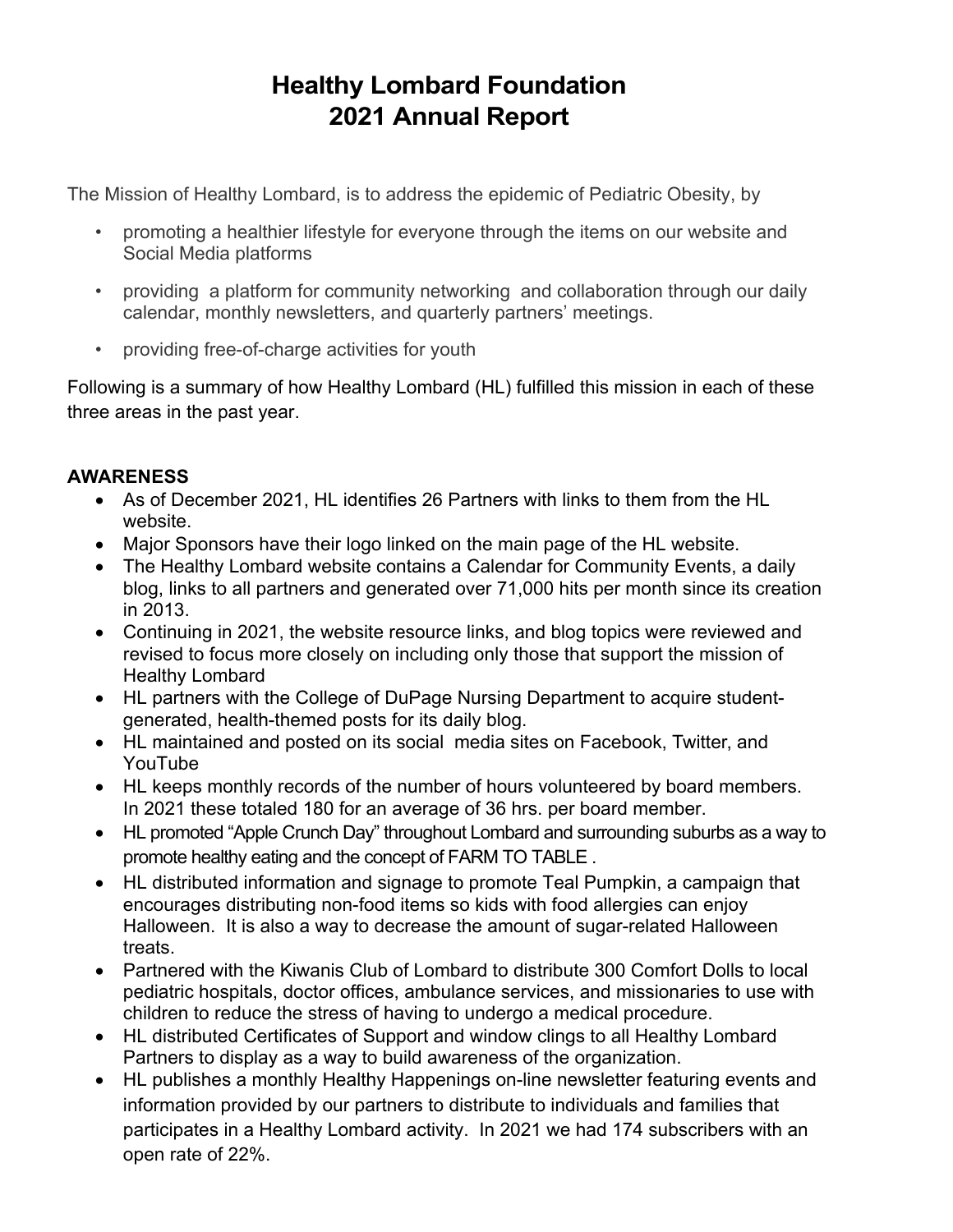# Healthy Lombard Foundation
# 2021 Annual Report

The Mission of Healthy Lombard, is to address the epidemic of Pediatric Obesity, by

- promoting a healthier lifestyle for everyone through the items on our website and Social Media platforms
- providing a platform for community networking and collaboration through our daily calendar, monthly newsletters, and quarterly partners' meetings.
- providing free-of-charge activities for youth

Following is a summary of how Healthy Lombard (HL) fulfilled this mission in each of these three areas in the past year.

## AWARENESS

- As of December 2021, HL identifies 26 Partners with links to them from the HL website.
- Major Sponsors have their logo linked on the main page of the HL website.
- The Healthy Lombard website contains a Calendar for Community Events, a daily blog, links to all partners and generated over 71,000 hits per month since its creation in 2013.
- Continuing in 2021, the website resource links, and blog topics were reviewed and revised to focus more closely on including only those that support the mission of Healthy Lombard
- HL partners with the College of DuPage Nursing Department to acquire student-generated, health-themed posts for its daily blog.
- HL maintained and posted on its social media sites on Facebook, Twitter, and YouTube
- HL keeps monthly records of the number of hours volunteered by board members. In 2021 these totaled 180 for an average of 36 hrs. per board member.
- HL promoted "Apple Crunch Day" throughout Lombard and surrounding suburbs as a way to promote healthy eating and the concept of FARM TO TABLE .
- HL distributed information and signage to promote Teal Pumpkin, a campaign that encourages distributing non-food items so kids with food allergies can enjoy Halloween. It is also a way to decrease the amount of sugar-related Halloween treats.
- Partnered with the Kiwanis Club of Lombard to distribute 300 Comfort Dolls to local pediatric hospitals, doctor offices, ambulance services, and missionaries to use with children to reduce the stress of having to undergo a medical procedure.
- HL distributed Certificates of Support and window clings to all Healthy Lombard Partners to display as a way to build awareness of the organization.
- HL publishes a monthly Healthy Happenings on-line newsletter featuring events and information provided by our partners to distribute to individuals and families that participates in a Healthy Lombard activity. In 2021 we had 174 subscribers with an open rate of 22%.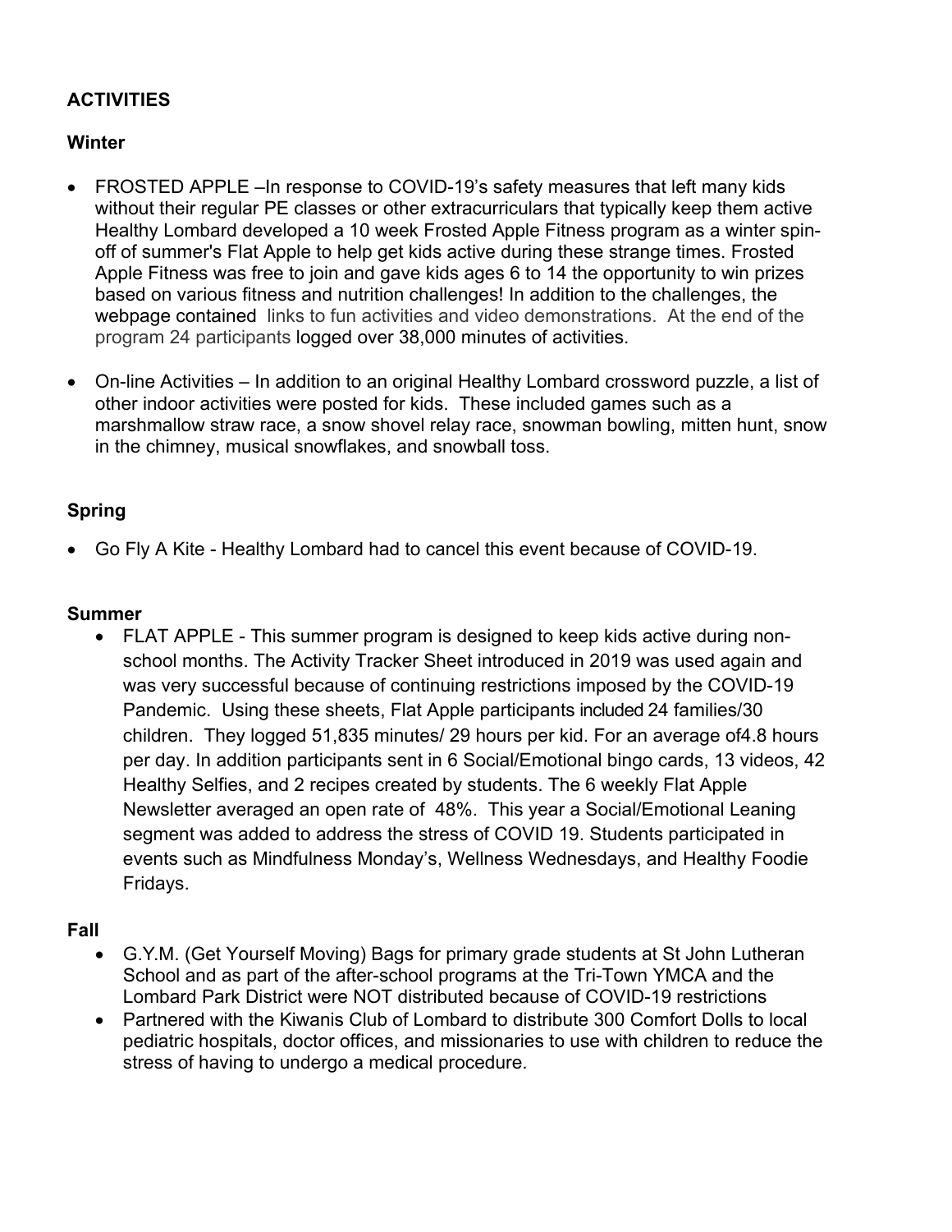**ACTIVITIES**

**Winter**

- FROSTED APPLE –In response to COVID-19's safety measures that left many kids without their regular PE classes or other extracurriculars that typically keep them active Healthy Lombard developed a 10 week Frosted Apple Fitness program as a winter spin-off of summer's Flat Apple to help get kids active during these strange times. Frosted Apple Fitness was free to join and gave kids ages 6 to 14 the opportunity to win prizes based on various fitness and nutrition challenges! In addition to the challenges, the webpage contained links to fun activities and video demonstrations. At the end of the program 24 participants logged over 38,000 minutes of activities.

- On-line Activities – In addition to an original Healthy Lombard crossword puzzle, a list of other indoor activities were posted for kids. These included games such as a marshmallow straw race, a snow shovel relay race, snowman bowling, mitten hunt, snow in the chimney, musical snowflakes, and snowball toss.

**Spring**

- Go Fly A Kite - Healthy Lombard had to cancel this event because of COVID-19.

**Summer**

- FLAT APPLE - This summer program is designed to keep kids active during non-school months. The Activity Tracker Sheet introduced in 2019 was used again and was very successful because of continuing restrictions imposed by the COVID-19 Pandemic. Using these sheets, Flat Apple participants included 24 families/30 children. They logged 51,835 minutes/ 29 hours per kid. For an average of4.8 hours per day. In addition participants sent in 6 Social/Emotional bingo cards, 13 videos, 42 Healthy Selfies, and 2 recipes created by students. The 6 weekly Flat Apple Newsletter averaged an open rate of 48%. This year a Social/Emotional Leaning segment was added to address the stress of COVID 19. Students participated in events such as Mindfulness Monday's, Wellness Wednesdays, and Healthy Foodie Fridays.

**Fall**

- G.Y.M. (Get Yourself Moving) Bags for primary grade students at St John Lutheran School and as part of the after-school programs at the Tri-Town YMCA and the Lombard Park District were NOT distributed because of COVID-19 restrictions
- Partnered with the Kiwanis Club of Lombard to distribute 300 Comfort Dolls to local pediatric hospitals, doctor offices, and missionaries to use with children to reduce the stress of having to undergo a medical procedure.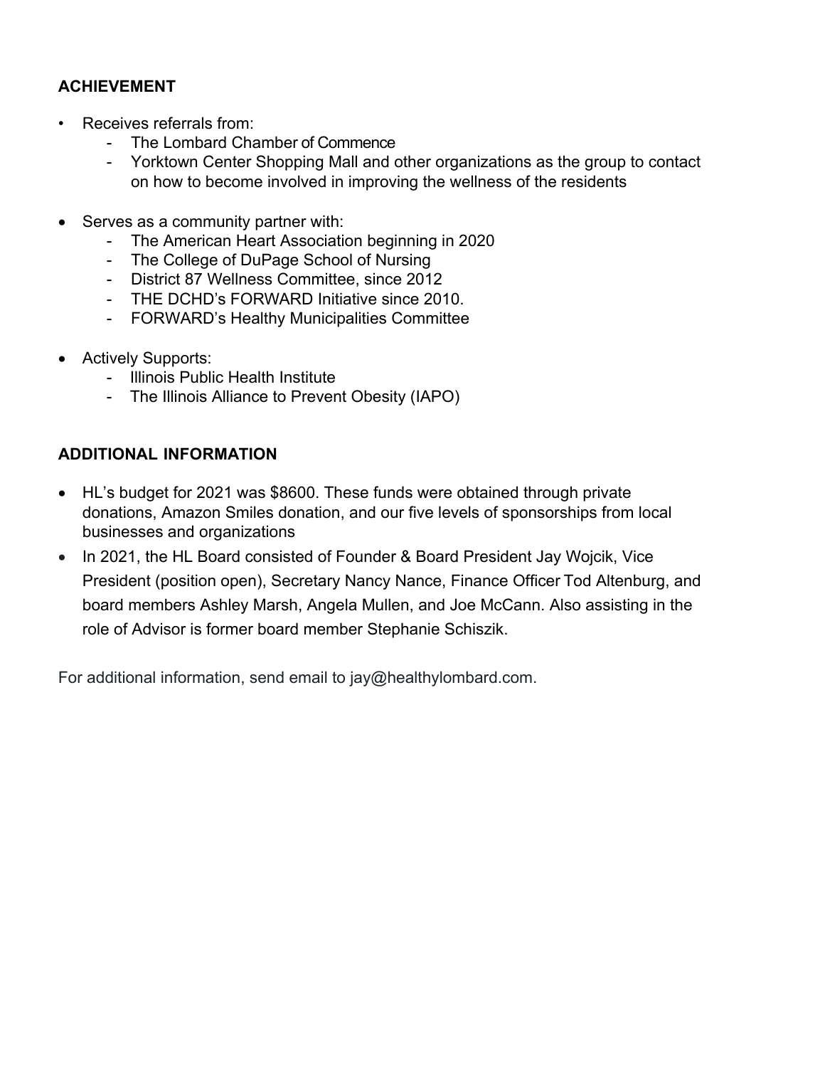**ACHIEVEMENT**

- Receives referrals from:
  - The Lombard Chamber of Commence
  - Yorktown Center Shopping Mall and other organizations as the group to contact on how to become involved in improving the wellness of the residents

- Serves as a community partner with:
  - The American Heart Association beginning in 2020
  - The College of DuPage School of Nursing
  - District 87 Wellness Committee, since 2012
  - THE DCHD's FORWARD Initiative since 2010.
  - FORWARD's Healthy Municipalities Committee

- Actively Supports:
  - Illinois Public Health Institute
  - The Illinois Alliance to Prevent Obesity (IAPO)

**ADDITIONAL INFORMATION**

- HL's budget for 2021 was $8600. These funds were obtained through private donations, Amazon Smiles donation, and our five levels of sponsorships from local businesses and organizations
- In 2021, the HL Board consisted of Founder & Board President Jay Wojcik, Vice President (position open), Secretary Nancy Nance, Finance Officer Tod Altenburg, and board members Ashley Marsh, Angela Mullen, and Joe McCann. Also assisting in the role of Advisor is former board member Stephanie Schiszik.

For additional information, send email to jay@healthylombard.com.